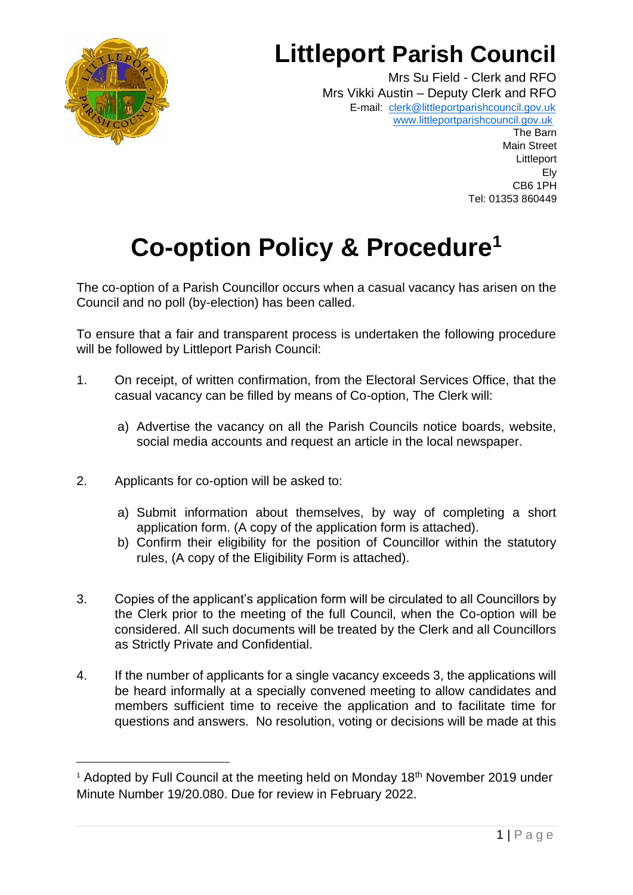# Littleport Parish Council

Mrs Su Field - Clerk and RFO
Mrs Vikki Austin – Deputy Clerk and RFO
E-mail: clerk@littleportparishcouncil.gov.uk
www.littleportparishcouncil.gov.uk
The Barn
Main Street
Littleport
Ely
CB6 1PH
Tel: 01353 860449

# Co-option Policy & Procedure[1]

The co-option of a Parish Councillor occurs when a casual vacancy has arisen on the Council and no poll (by-election) has been called.

To ensure that a fair and transparent process is undertaken the following procedure will be followed by Littleport Parish Council:

1. On receipt, of written confirmation, from the Electoral Services Office, that the casual vacancy can be filled by means of Co-option, The Clerk will:

   a) Advertise the vacancy on all the Parish Councils notice boards, website, social media accounts and request an article in the local newspaper.

2. Applicants for co-option will be asked to:

   a) Submit information about themselves, by way of completing a short application form. (A copy of the application form is attached).
   b) Confirm their eligibility for the position of Councillor within the statutory rules, (A copy of the Eligibility Form is attached).

3. Copies of the applicant's application form will be circulated to all Councillors by the Clerk prior to the meeting of the full Council, when the Co-option will be considered. All such documents will be treated by the Clerk and all Councillors as Strictly Private and Confidential.

4. If the number of applicants for a single vacancy exceeds 3, the applications will be heard informally at a specially convened meeting to allow candidates and members sufficient time to receive the application and to facilitate time for questions and answers. No resolution, voting or decisions will be made at this

---

[1] Adopted by Full Council at the meeting held on Monday 18th November 2019 under Minute Number 19/20.080. Due for review in February 2022.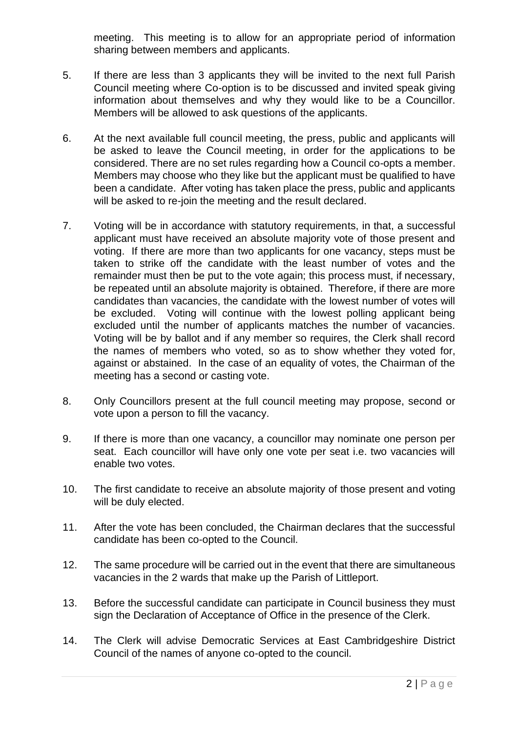meeting. This meeting is to allow for an appropriate period of information sharing between members and applicants.

5. If there are less than 3 applicants they will be invited to the next full Parish Council meeting where Co-option is to be discussed and invited speak giving information about themselves and why they would like to be a Councillor. Members will be allowed to ask questions of the applicants.

6. At the next available full council meeting, the press, public and applicants will be asked to leave the Council meeting, in order for the applications to be considered. There are no set rules regarding how a Council co-opts a member. Members may choose who they like but the applicant must be qualified to have been a candidate. After voting has taken place the press, public and applicants will be asked to re-join the meeting and the result declared.

7. Voting will be in accordance with statutory requirements, in that, a successful applicant must have received an absolute majority vote of those present and voting. If there are more than two applicants for one vacancy, steps must be taken to strike off the candidate with the least number of votes and the remainder must then be put to the vote again; this process must, if necessary, be repeated until an absolute majority is obtained. Therefore, if there are more candidates than vacancies, the candidate with the lowest number of votes will be excluded. Voting will continue with the lowest polling applicant being excluded until the number of applicants matches the number of vacancies. Voting will be by ballot and if any member so requires, the Clerk shall record the names of members who voted, so as to show whether they voted for, against or abstained. In the case of an equality of votes, the Chairman of the meeting has a second or casting vote.

8. Only Councillors present at the full council meeting may propose, second or vote upon a person to fill the vacancy.

9. If there is more than one vacancy, a councillor may nominate one person per seat. Each councillor will have only one vote per seat i.e. two vacancies will enable two votes.

10. The first candidate to receive an absolute majority of those present and voting will be duly elected.

11. After the vote has been concluded, the Chairman declares that the successful candidate has been co-opted to the Council.

12. The same procedure will be carried out in the event that there are simultaneous vacancies in the 2 wards that make up the Parish of Littleport.

13. Before the successful candidate can participate in Council business they must sign the Declaration of Acceptance of Office in the presence of the Clerk.

14. The Clerk will advise Democratic Services at East Cambridgeshire District Council of the names of anyone co-opted to the council.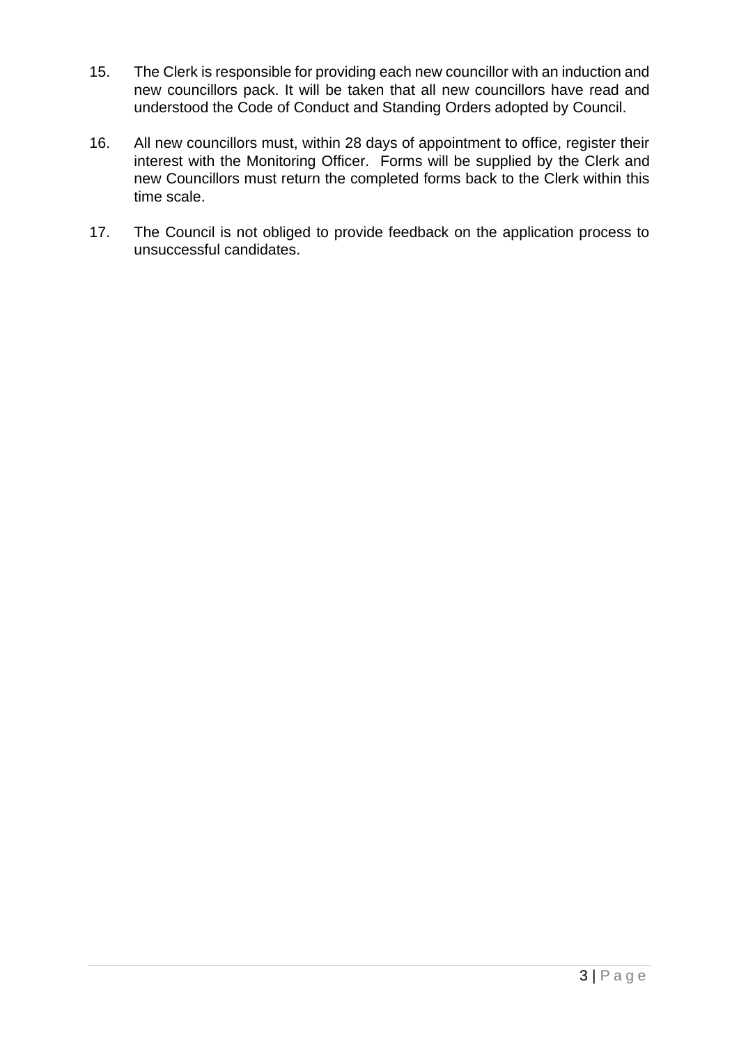15. The Clerk is responsible for providing each new councillor with an induction and new councillors pack. It will be taken that all new councillors have read and understood the Code of Conduct and Standing Orders adopted by Council.

16. All new councillors must, within 28 days of appointment to office, register their interest with the Monitoring Officer. Forms will be supplied by the Clerk and new Councillors must return the completed forms back to the Clerk within this time scale.

17. The Council is not obliged to provide feedback on the application process to unsuccessful candidates.